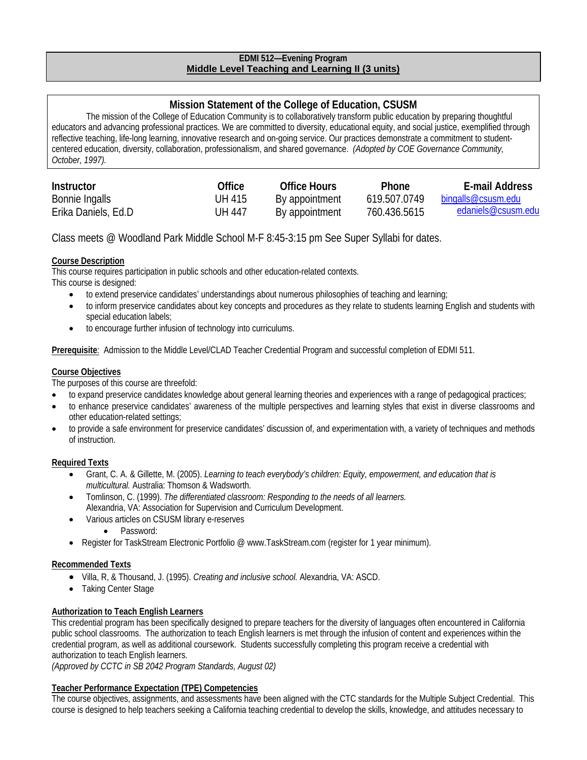**EDMI 512—Evening Program**
**Middle Level Teaching and Learning II (3 units)**

## Mission Statement of the College of Education, CSUSM

The mission of the College of Education Community is to collaboratively transform public education by preparing thoughtful educators and advancing professional practices. We are committed to diversity, educational equity, and social justice, exemplified through reflective teaching, life-long learning, innovative research and on-going service. Our practices demonstrate a commitment to student-centered education, diversity, collaboration, professionalism, and shared governance. *(Adopted by COE Governance Community, October, 1997).*

| Instructor | Office | Office Hours | Phone | E-mail Address |
|---|---|---|---|---|
| Bonnie Ingalls | UH 415 | By appointment | 619.507.0749 | bingalls@csusm.edu |
| Erika Daniels, Ed.D | UH 447 | By appointment | 760.436.5615 | edaniels@csusm.edu |

Class meets @ Woodland Park Middle School M-F 8:45-3:15 pm See Super Syllabi for dates.

**Course Description**

This course requires participation in public schools and other education-related contexts.
This course is designed:

- to extend preservice candidates' understandings about numerous philosophies of teaching and learning;
- to inform preservice candidates about key concepts and procedures as they relate to students learning English and students with special education labels;
- to encourage further infusion of technology into curriculums.

**Prerequisite**: Admission to the Middle Level/CLAD Teacher Credential Program and successful completion of EDMI 511.

**Course Objectives**

The purposes of this course are threefold:

- to expand preservice candidates knowledge about general learning theories and experiences with a range of pedagogical practices;
- to enhance preservice candidates' awareness of the multiple perspectives and learning styles that exist in diverse classrooms and other education-related settings;
- to provide a safe environment for preservice candidates' discussion of, and experimentation with, a variety of techniques and methods of instruction.

**Required Texts**

- Grant, C. A. & Gillette, M. (2005). *Learning to teach everybody's children: Equity, empowerment, and education that is multicultural.* Australia: Thomson & Wadsworth.
- Tomlinson, C. (1999). *The differentiated classroom: Responding to the needs of all learners.* Alexandria, VA: Association for Supervision and Curriculum Development.
- Various articles on CSUSM library e-reserves
  - Password:
- Register for TaskStream Electronic Portfolio @ www.TaskStream.com (register for 1 year minimum).

**Recommended Texts**

- Villa, R, & Thousand, J. (1995). *Creating and inclusive school.* Alexandria, VA: ASCD.
- Taking Center Stage

**Authorization to Teach English Learners**

This credential program has been specifically designed to prepare teachers for the diversity of languages often encountered in California public school classrooms. The authorization to teach English learners is met through the infusion of content and experiences within the credential program, as well as additional coursework. Students successfully completing this program receive a credential with authorization to teach English learners.
*(Approved by CCTC in SB 2042 Program Standards, August 02)*

**Teacher Performance Expectation (TPE) Competencies**

The course objectives, assignments, and assessments have been aligned with the CTC standards for the Multiple Subject Credential. This course is designed to help teachers seeking a California teaching credential to develop the skills, knowledge, and attitudes necessary to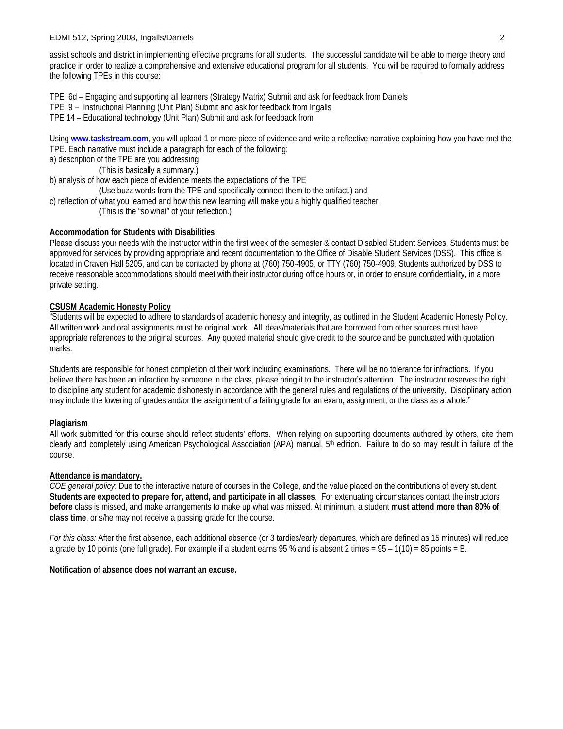assist schools and district in implementing effective programs for all students. The successful candidate will be able to merge theory and practice in order to realize a comprehensive and extensive educational program for all students. You will be required to formally address the following TPEs in this course:

TPE 6d – Engaging and supporting all learners (Strategy Matrix) Submit and ask for feedback from Daniels
TPE 9 – Instructional Planning (Unit Plan) Submit and ask for feedback from Ingalls
TPE 14 – Educational technology (Unit Plan) Submit and ask for feedback from

Using **www.taskstream.com,** you will upload 1 or more piece of evidence and write a reflective narrative explaining how you have met the TPE. Each narrative must include a paragraph for each of the following:

a) description of the TPE are you addressing
   (This is basically a summary.)
b) analysis of how each piece of evidence meets the expectations of the TPE
   (Use buzz words from the TPE and specifically connect them to the artifact.) and
c) reflection of what you learned and how this new learning will make you a highly qualified teacher
   (This is the "so what" of your reflection.)

**Accommodation for Students with Disabilities**

Please discuss your needs with the instructor within the first week of the semester & contact Disabled Student Services. Students must be approved for services by providing appropriate and recent documentation to the Office of Disable Student Services (DSS). This office is located in Craven Hall 5205, and can be contacted by phone at (760) 750-4905, or TTY (760) 750-4909. Students authorized by DSS to receive reasonable accommodations should meet with their instructor during office hours or, in order to ensure confidentiality, in a more private setting.

**CSUSM Academic Honesty Policy**

"Students will be expected to adhere to standards of academic honesty and integrity, as outlined in the Student Academic Honesty Policy. All written work and oral assignments must be original work. All ideas/materials that are borrowed from other sources must have appropriate references to the original sources. Any quoted material should give credit to the source and be punctuated with quotation marks.

Students are responsible for honest completion of their work including examinations. There will be no tolerance for infractions. If you believe there has been an infraction by someone in the class, please bring it to the instructor's attention. The instructor reserves the right to discipline any student for academic dishonesty in accordance with the general rules and regulations of the university. Disciplinary action may include the lowering of grades and/or the assignment of a failing grade for an exam, assignment, or the class as a whole."

**Plagiarism**

All work submitted for this course should reflect students' efforts. When relying on supporting documents authored by others, cite them clearly and completely using American Psychological Association (APA) manual, 5th edition. Failure to do so may result in failure of the course.

**Attendance is mandatory.**

*COE general policy*: Due to the interactive nature of courses in the College, and the value placed on the contributions of every student. **Students are expected to prepare for, attend, and participate in all classes**. For extenuating circumstances contact the instructors **before** class is missed, and make arrangements to make up what was missed. At minimum, a student **must attend more than 80% of class time**, or s/he may not receive a passing grade for the course.

*For this class:* After the first absence, each additional absence (or 3 tardies/early departures, which are defined as 15 minutes) will reduce a grade by 10 points (one full grade). For example if a student earns 95 % and is absent 2 times = 95 – 1(10) = 85 points = B.

**Notification of absence does not warrant an excuse.**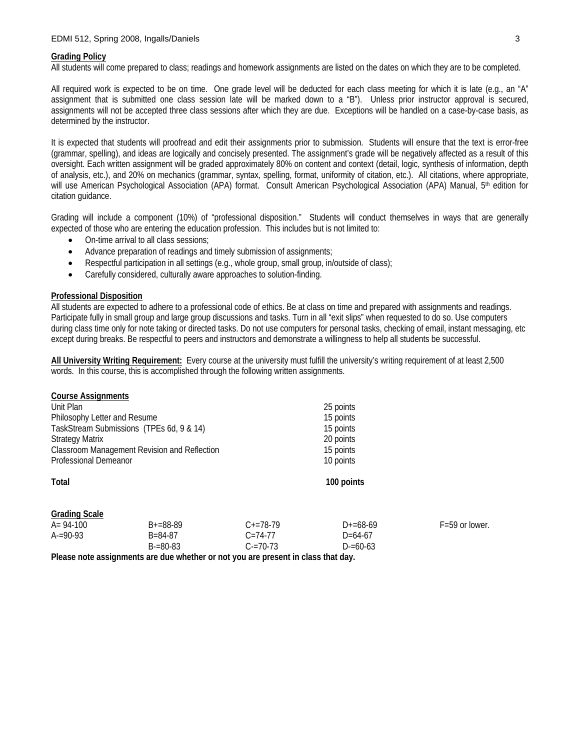**Grading Policy**

All students will come prepared to class; readings and homework assignments are listed on the dates on which they are to be completed.

All required work is expected to be on time. One grade level will be deducted for each class meeting for which it is late (e.g., an "A" assignment that is submitted one class session late will be marked down to a "B"). Unless prior instructor approval is secured, assignments will not be accepted three class sessions after which they are due. Exceptions will be handled on a case-by-case basis, as determined by the instructor.

It is expected that students will proofread and edit their assignments prior to submission. Students will ensure that the text is error-free (grammar, spelling), and ideas are logically and concisely presented. The assignment's grade will be negatively affected as a result of this oversight. Each written assignment will be graded approximately 80% on content and context (detail, logic, synthesis of information, depth of analysis, etc.), and 20% on mechanics (grammar, syntax, spelling, format, uniformity of citation, etc.). All citations, where appropriate, will use American Psychological Association (APA) format. Consult American Psychological Association (APA) Manual, 5th edition for citation guidance.

Grading will include a component (10%) of "professional disposition." Students will conduct themselves in ways that are generally expected of those who are entering the education profession. This includes but is not limited to:

- On-time arrival to all class sessions;
- Advance preparation of readings and timely submission of assignments;
- Respectful participation in all settings (e.g., whole group, small group, in/outside of class);
- Carefully considered, culturally aware approaches to solution-finding.

**Professional Disposition**

All students are expected to adhere to a professional code of ethics. Be at class on time and prepared with assignments and readings. Participate fully in small group and large group discussions and tasks. Turn in all "exit slips" when requested to do so. Use computers during class time only for note taking or directed tasks. Do not use computers for personal tasks, checking of email, instant messaging, etc except during breaks. Be respectful to peers and instructors and demonstrate a willingness to help all students be successful.

**All University Writing Requirement:** Every course at the university must fulfill the university's writing requirement of at least 2,500 words. In this course, this is accomplished through the following written assignments.

**Course Assignments**

| | |
|---|---|
| Unit Plan | 25 points |
| Philosophy Letter and Resume | 15 points |
| TaskStream Submissions (TPEs 6d, 9 & 14) | 15 points |
| Strategy Matrix | 20 points |
| Classroom Management Revision and Reflection | 15 points |
| Professional Demeanor | 10 points |
| **Total** | **100 points** |

**Grading Scale**

| | | | | |
|---|---|---|---|---|
| A= 94-100 | B+=88-89 | C+=78-79 | D+=68-69 | F=59 or lower. |
| A-=90-93 | B=84-87 | C=74-77 | D=64-67 | |
| | B-=80-83 | C-=70-73 | D-=60-63 | |

**Please note assignments are due whether or not you are present in class that day.**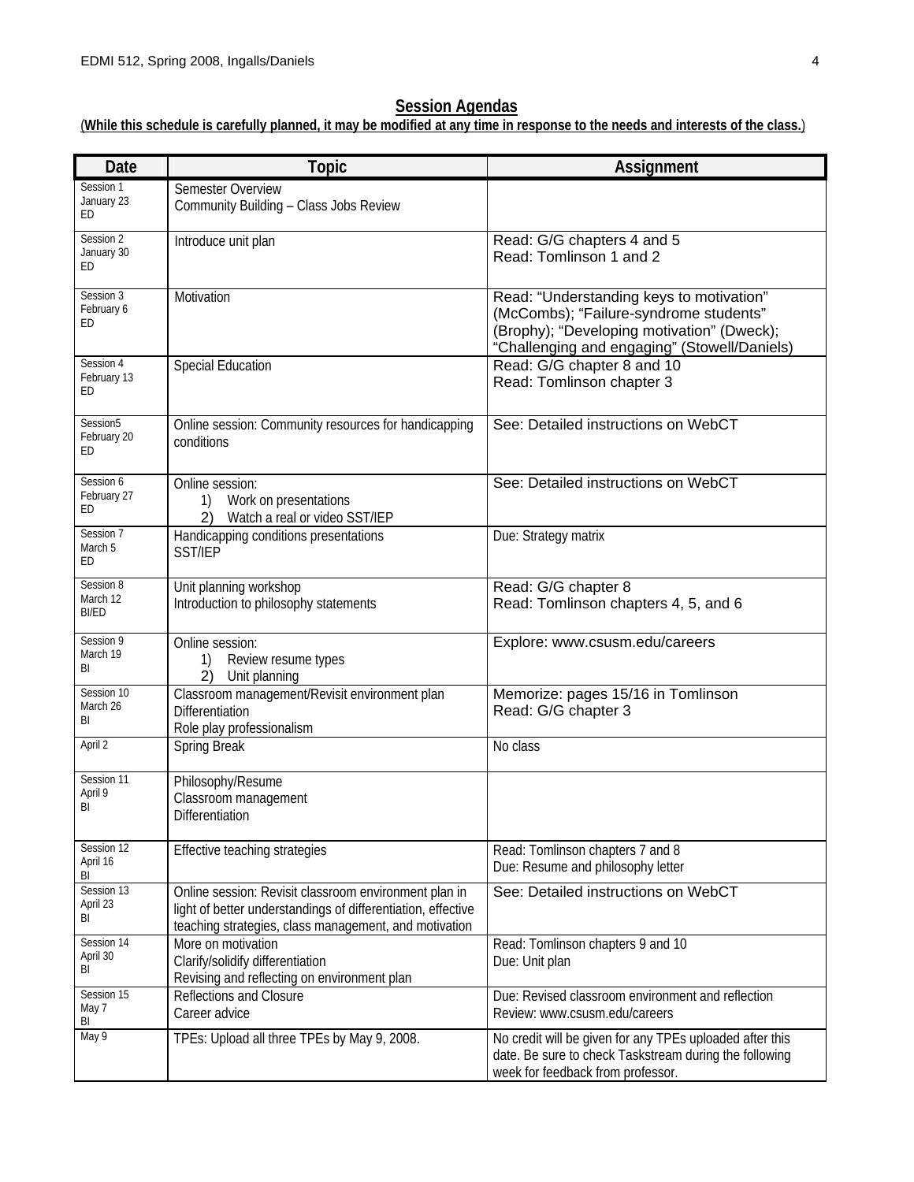## Session Agendas

**(While this schedule is carefully planned, it may be modified at any time in response to the needs and interests of the class.)**

| Date | Topic | Assignment |
|---|---|---|
| Session 1<br>January 23<br>ED | Semester Overview<br>Community Building – Class Jobs Review | |
| Session 2<br>January 30<br>ED | Introduce unit plan | Read: G/G chapters 4 and 5<br>Read: Tomlinson 1 and 2 |
| Session 3<br>February 6<br>ED | Motivation | Read: "Understanding keys to motivation" (McCombs); "Failure-syndrome students" (Brophy); "Developing motivation" (Dweck); "Challenging and engaging" (Stowell/Daniels) |
| Session 4<br>February 13<br>ED | Special Education | Read: G/G chapter 8 and 10<br>Read: Tomlinson chapter 3 |
| Session5<br>February 20<br>ED | Online session: Community resources for handicapping conditions | See: Detailed instructions on WebCT |
| Session 6<br>February 27<br>ED | Online session:<br>1) Work on presentations<br>2) Watch a real or video SST/IEP | See: Detailed instructions on WebCT |
| Session 7<br>March 5<br>ED | Handicapping conditions presentations<br>SST/IEP | Due: Strategy matrix |
| Session 8<br>March 12<br>BI/ED | Unit planning workshop<br>Introduction to philosophy statements | Read: G/G chapter 8<br>Read: Tomlinson chapters 4, 5, and 6 |
| Session 9<br>March 19<br>BI | Online session:<br>1) Review resume types<br>2) Unit planning | Explore: www.csusm.edu/careers |
| Session 10<br>March 26<br>BI | Classroom management/Revisit environment plan<br>Differentiation<br>Role play professionalism | Memorize: pages 15/16 in Tomlinson<br>Read: G/G chapter 3 |
| April 2 | Spring Break | No class |
| Session 11<br>April 9<br>BI | Philosophy/Resume<br>Classroom management<br>Differentiation | |
| Session 12<br>April 16<br>BI | Effective teaching strategies | Read: Tomlinson chapters 7 and 8<br>Due: Resume and philosophy letter |
| Session 13<br>April 23<br>BI | Online session: Revisit classroom environment plan in light of better understandings of differentiation, effective teaching strategies, class management, and motivation | See: Detailed instructions on WebCT |
| Session 14<br>April 30<br>BI | More on motivation<br>Clarify/solidify differentiation<br>Revising and reflecting on environment plan | Read: Tomlinson chapters 9 and 10<br>Due: Unit plan |
| Session 15<br>May 7<br>BI | Reflections and Closure<br>Career advice | Due: Revised classroom environment and reflection<br>Review: www.csusm.edu/careers |
| May 9 | TPEs: Upload all three TPEs by May 9, 2008. | No credit will be given for any TPEs uploaded after this date. Be sure to check Taskstream during the following week for feedback from professor. |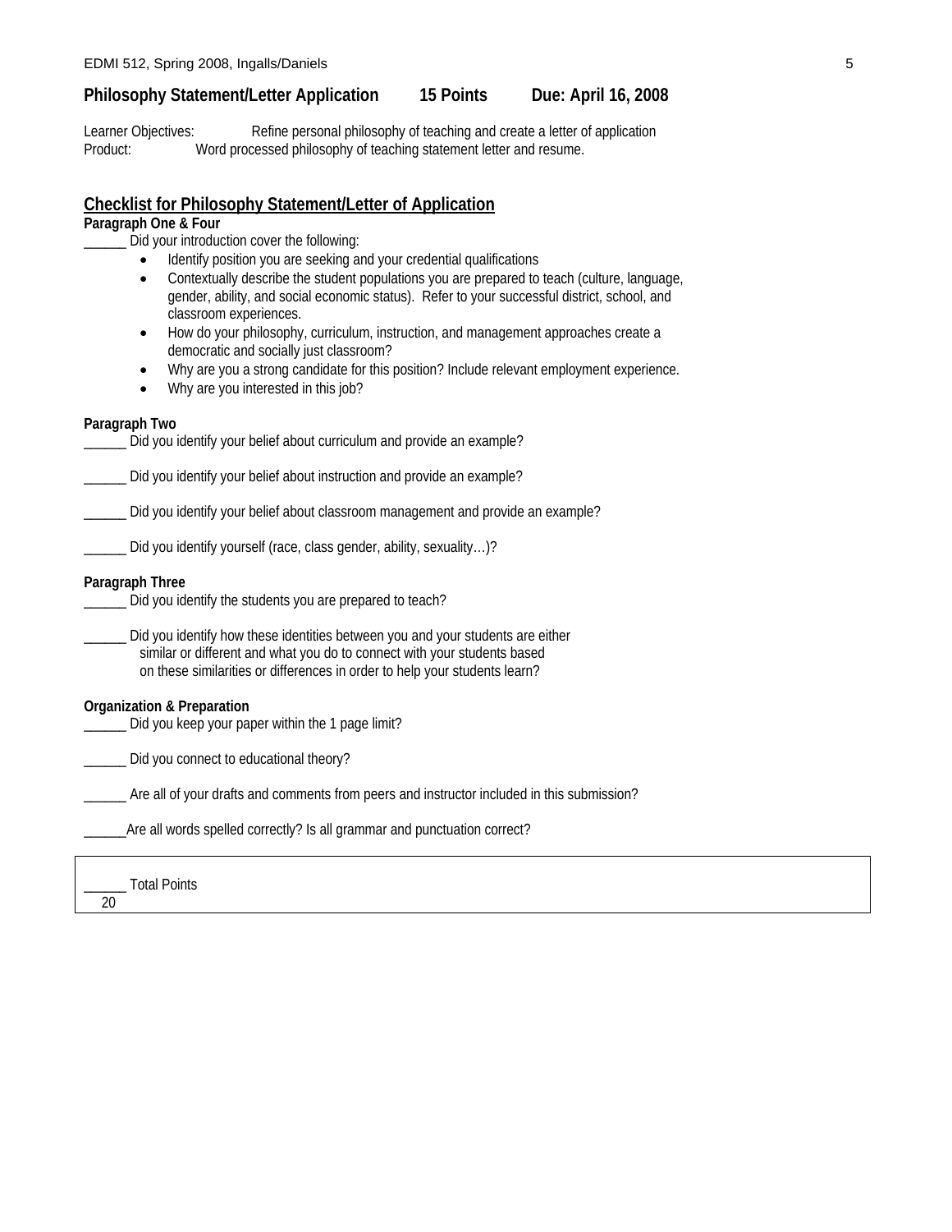**Philosophy Statement/Letter Application 15 Points Due: April 16, 2008**

Learner Objectives: Refine personal philosophy of teaching and create a letter of application
Product: Word processed philosophy of teaching statement letter and resume.

## Checklist for Philosophy Statement/Letter of Application

**Paragraph One & Four**

______ Did your introduction cover the following:

- Identify position you are seeking and your credential qualifications
- Contextually describe the student populations you are prepared to teach (culture, language, gender, ability, and social economic status). Refer to your successful district, school, and classroom experiences.
- How do your philosophy, curriculum, instruction, and management approaches create a democratic and socially just classroom?
- Why are you a strong candidate for this position? Include relevant employment experience.
- Why are you interested in this job?

**Paragraph Two**

______ Did you identify your belief about curriculum and provide an example?

______ Did you identify your belief about instruction and provide an example?

______ Did you identify your belief about classroom management and provide an example?

______ Did you identify yourself (race, class gender, ability, sexuality…)?

**Paragraph Three**

______ Did you identify the students you are prepared to teach?

______ Did you identify how these identities between you and your students are either similar or different and what you do to connect with your students based on these similarities or differences in order to help your students learn?

**Organization & Preparation**

______ Did you keep your paper within the 1 page limit?

______ Did you connect to educational theory?

______ Are all of your drafts and comments from peers and instructor included in this submission?

______Are all words spelled correctly? Is all grammar and punctuation correct?

______ Total Points
20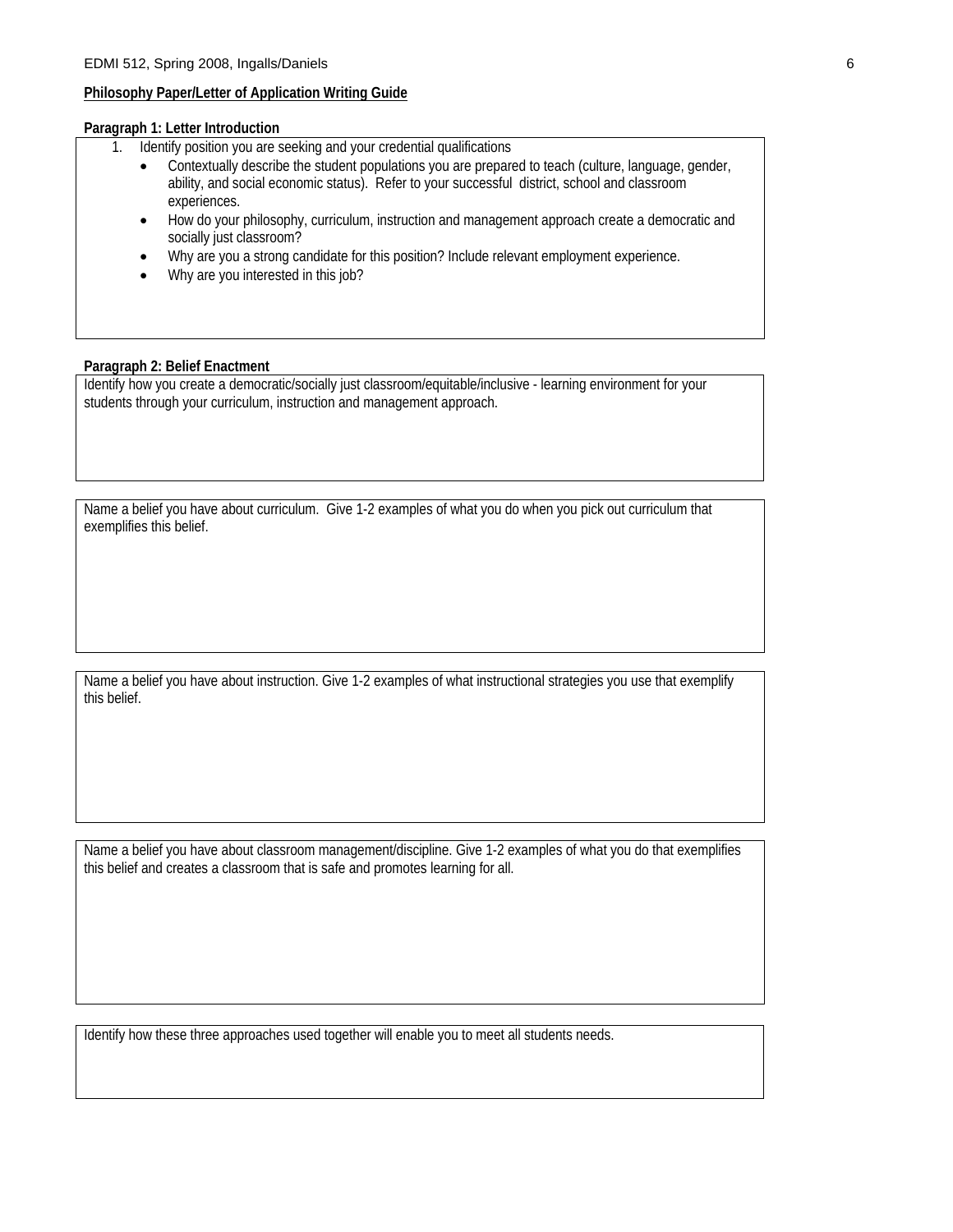**Philosophy Paper/Letter of Application Writing Guide**

**Paragraph 1: Letter Introduction**

1. Identify position you are seeking and your credential qualifications
    - Contextually describe the student populations you are prepared to teach (culture, language, gender, ability, and social economic status). Refer to your successful district, school and classroom experiences.
    - How do your philosophy, curriculum, instruction and management approach create a democratic and socially just classroom?
    - Why are you a strong candidate for this position? Include relevant employment experience.
    - Why are you interested in this job?

**Paragraph 2: Belief Enactment**

Identify how you create a democratic/socially just classroom/equitable/inclusive - learning environment for your students through your curriculum, instruction and management approach.

Name a belief you have about curriculum. Give 1-2 examples of what you do when you pick out curriculum that exemplifies this belief.

Name a belief you have about instruction. Give 1-2 examples of what instructional strategies you use that exemplify this belief.

Name a belief you have about classroom management/discipline. Give 1-2 examples of what you do that exemplifies this belief and creates a classroom that is safe and promotes learning for all.

Identify how these three approaches used together will enable you to meet all students needs.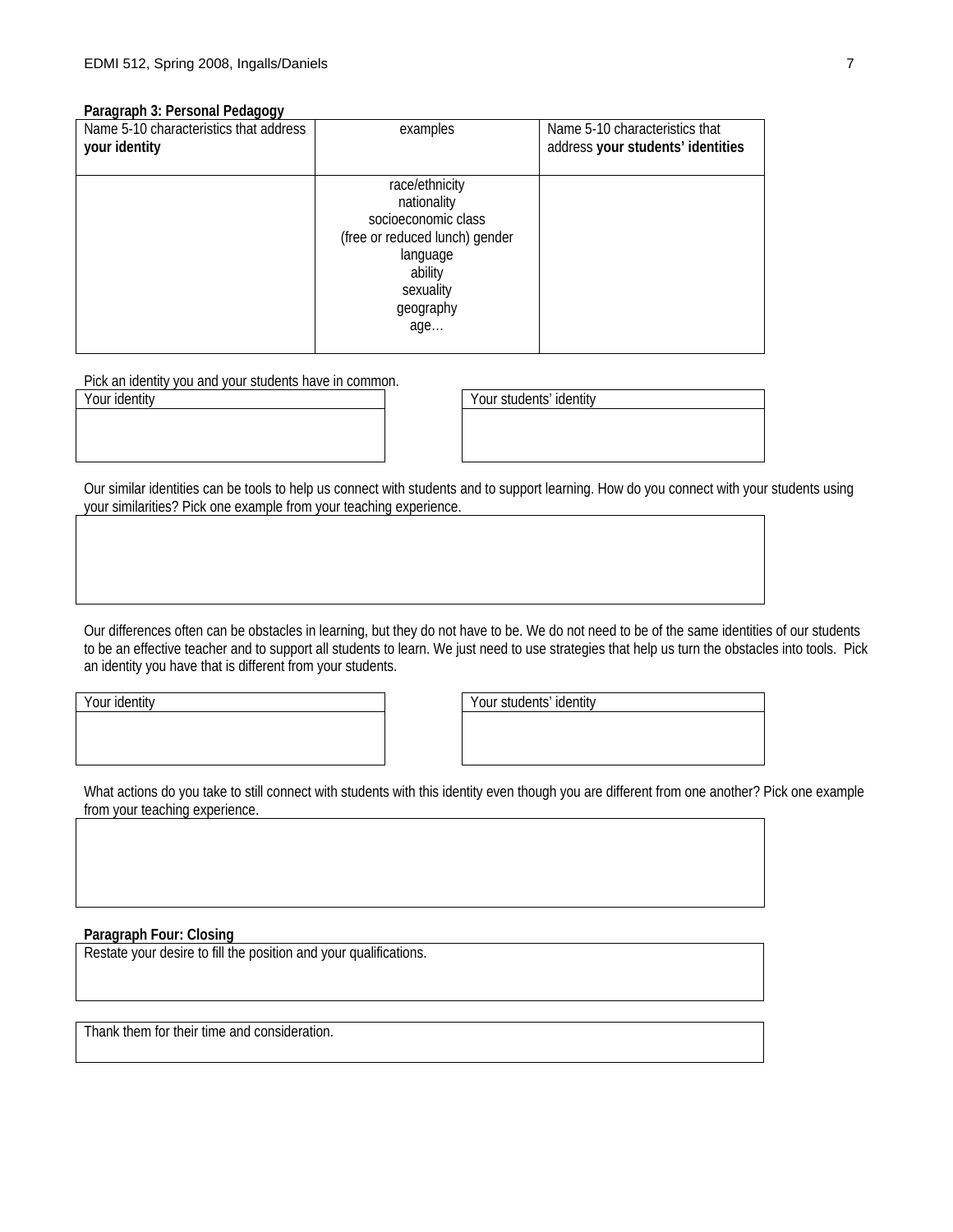**Paragraph 3: Personal Pedagogy**

| Name 5-10 characteristics that address **your identity** | examples | Name 5-10 characteristics that address **your students' identities** |
|---|---|---|
| | race/ethnicity<br>nationality<br>socioeconomic class<br>(free or reduced lunch) gender<br>language<br>ability<br>sexuality<br>geography<br>age… | |

Pick an identity you and your students have in common.

| Your identity |
|---|
| |

| Your students' identity |
|---|
| |

Our similar identities can be tools to help us connect with students and to support learning. How do you connect with your students using your similarities? Pick one example from your teaching experience.

| |
|---|
| |

Our differences often can be obstacles in learning, but they do not have to be. We do not need to be of the same identities of our students to be an effective teacher and to support all students to learn. We just need to use strategies that help us turn the obstacles into tools. Pick an identity you have that is different from your students.

| Your identity |
|---|
| |

| Your students' identity |
|---|
| |

What actions do you take to still connect with students with this identity even though you are different from one another? Pick one example from your teaching experience.

| |
|---|
| |

**Paragraph Four: Closing**

| Restate your desire to fill the position and your qualifications. |
|---|
| |

| Thank them for their time and consideration. |
|---|
| |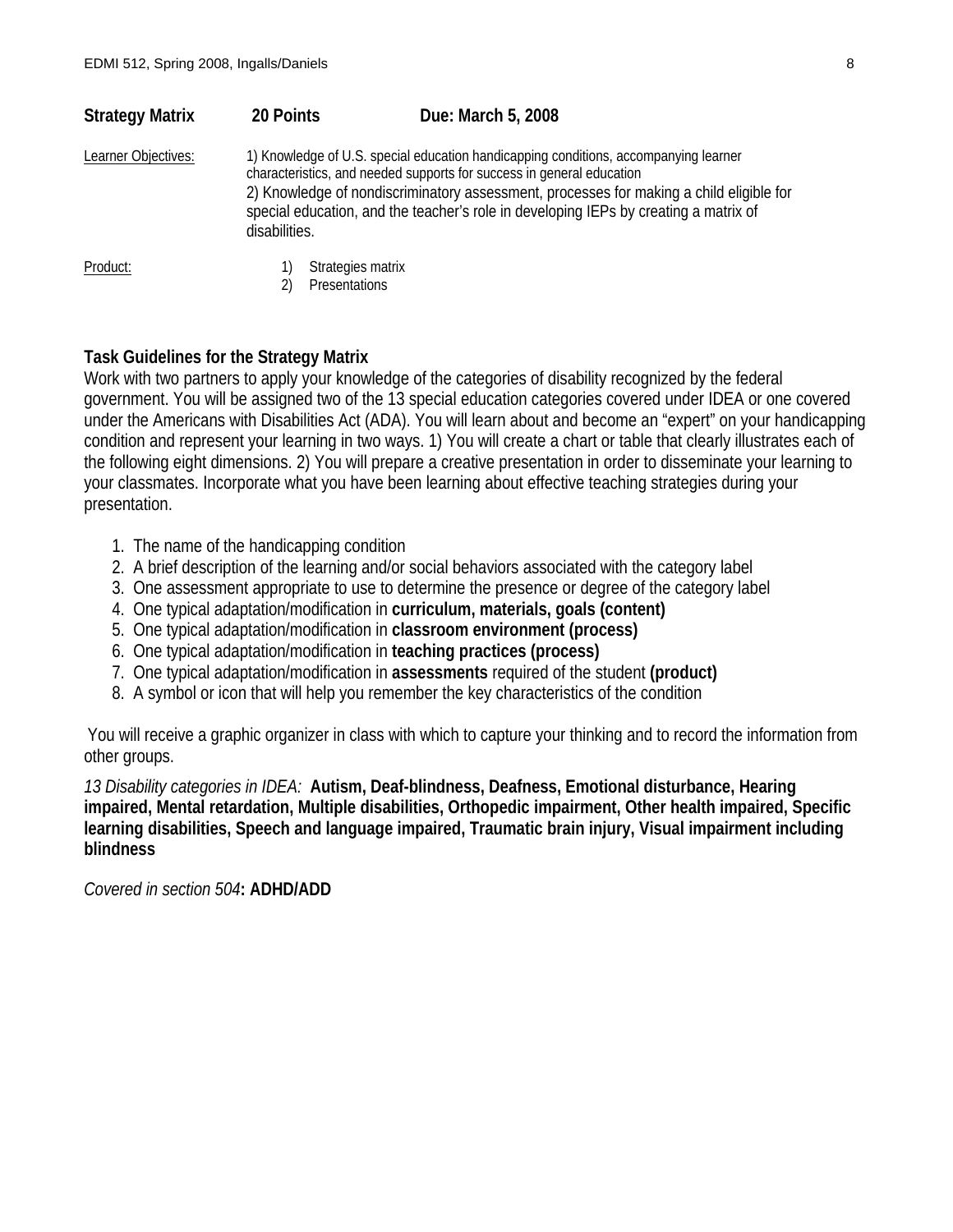**Strategy Matrix** **20 Points** **Due: March 5, 2008**

Learner Objectives: 1) Knowledge of U.S. special education handicapping conditions, accompanying learner characteristics, and needed supports for success in general education
2) Knowledge of nondiscriminatory assessment, processes for making a child eligible for special education, and the teacher's role in developing IEPs by creating a matrix of disabilities.

Product:
1) Strategies matrix
2) Presentations

**Task Guidelines for the Strategy Matrix**

Work with two partners to apply your knowledge of the categories of disability recognized by the federal government. You will be assigned two of the 13 special education categories covered under IDEA or one covered under the Americans with Disabilities Act (ADA). You will learn about and become an "expert" on your handicapping condition and represent your learning in two ways. 1) You will create a chart or table that clearly illustrates each of the following eight dimensions. 2) You will prepare a creative presentation in order to disseminate your learning to your classmates. Incorporate what you have been learning about effective teaching strategies during your presentation.

1. The name of the handicapping condition
2. A brief description of the learning and/or social behaviors associated with the category label
3. One assessment appropriate to use to determine the presence or degree of the category label
4. One typical adaptation/modification in **curriculum, materials, goals (content)**
5. One typical adaptation/modification in **classroom environment (process)**
6. One typical adaptation/modification in **teaching practices (process)**
7. One typical adaptation/modification in **assessments** required of the student **(product)**
8. A symbol or icon that will help you remember the key characteristics of the condition

You will receive a graphic organizer in class with which to capture your thinking and to record the information from other groups.

*13 Disability categories in IDEA:* **Autism, Deaf-blindness, Deafness, Emotional disturbance, Hearing impaired, Mental retardation, Multiple disabilities, Orthopedic impairment, Other health impaired, Specific learning disabilities, Speech and language impaired, Traumatic brain injury, Visual impairment including blindness**

*Covered in section 504*: **ADHD/ADD**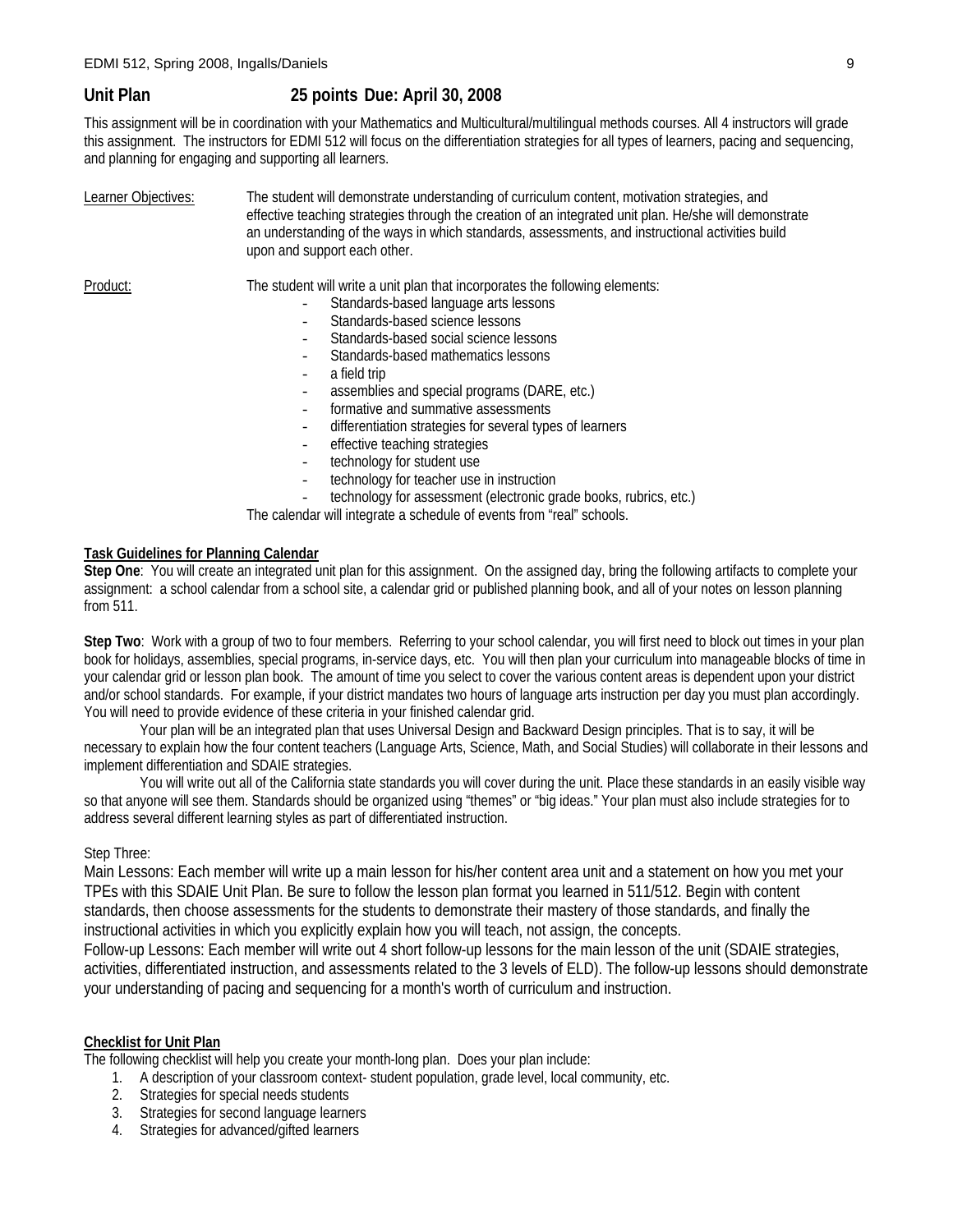## Unit Plan 25 points Due: April 30, 2008

This assignment will be in coordination with your Mathematics and Multicultural/multilingual methods courses. All 4 instructors will grade this assignment. The instructors for EDMI 512 will focus on the differentiation strategies for all types of learners, pacing and sequencing, and planning for engaging and supporting all learners.

Learner Objectives: The student will demonstrate understanding of curriculum content, motivation strategies, and effective teaching strategies through the creation of an integrated unit plan. He/she will demonstrate an understanding of the ways in which standards, assessments, and instructional activities build upon and support each other.

Product: The student will write a unit plan that incorporates the following elements:

- Standards-based language arts lessons
- Standards-based science lessons
- Standards-based social science lessons
- Standards-based mathematics lessons
- a field trip
- assemblies and special programs (DARE, etc.)
- formative and summative assessments
- differentiation strategies for several types of learners
- effective teaching strategies
- technology for student use
- technology for teacher use in instruction
- technology for assessment (electronic grade books, rubrics, etc.)

The calendar will integrate a schedule of events from "real" schools.

**Task Guidelines for Planning Calendar**

**Step One**: You will create an integrated unit plan for this assignment. On the assigned day, bring the following artifacts to complete your assignment: a school calendar from a school site, a calendar grid or published planning book, and all of your notes on lesson planning from 511.

**Step Two**: Work with a group of two to four members. Referring to your school calendar, you will first need to block out times in your plan book for holidays, assemblies, special programs, in-service days, etc. You will then plan your curriculum into manageable blocks of time in your calendar grid or lesson plan book. The amount of time you select to cover the various content areas is dependent upon your district and/or school standards. For example, if your district mandates two hours of language arts instruction per day you must plan accordingly. You will need to provide evidence of these criteria in your finished calendar grid.

Your plan will be an integrated plan that uses Universal Design and Backward Design principles. That is to say, it will be necessary to explain how the four content teachers (Language Arts, Science, Math, and Social Studies) will collaborate in their lessons and implement differentiation and SDAIE strategies.

You will write out all of the California state standards you will cover during the unit. Place these standards in an easily visible way so that anyone will see them. Standards should be organized using "themes" or "big ideas." Your plan must also include strategies for to address several different learning styles as part of differentiated instruction.

Step Three:

Main Lessons: Each member will write up a main lesson for his/her content area unit and a statement on how you met your TPEs with this SDAIE Unit Plan. Be sure to follow the lesson plan format you learned in 511/512. Begin with content standards, then choose assessments for the students to demonstrate their mastery of those standards, and finally the instructional activities in which you explicitly explain how you will teach, not assign, the concepts.

Follow-up Lessons: Each member will write out 4 short follow-up lessons for the main lesson of the unit (SDAIE strategies, activities, differentiated instruction, and assessments related to the 3 levels of ELD). The follow-up lessons should demonstrate your understanding of pacing and sequencing for a month's worth of curriculum and instruction.

**Checklist for Unit Plan**

The following checklist will help you create your month-long plan. Does your plan include:

1. A description of your classroom context- student population, grade level, local community, etc.
2. Strategies for special needs students
3. Strategies for second language learners
4. Strategies for advanced/gifted learners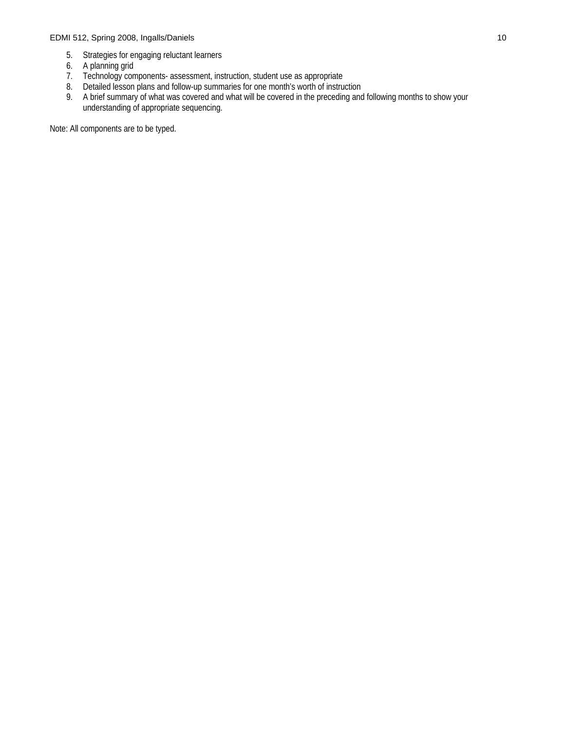5. Strategies for engaging reluctant learners
6. A planning grid
7. Technology components- assessment, instruction, student use as appropriate
8. Detailed lesson plans and follow-up summaries for one month's worth of instruction
9. A brief summary of what was covered and what will be covered in the preceding and following months to show your understanding of appropriate sequencing.

Note: All components are to be typed.